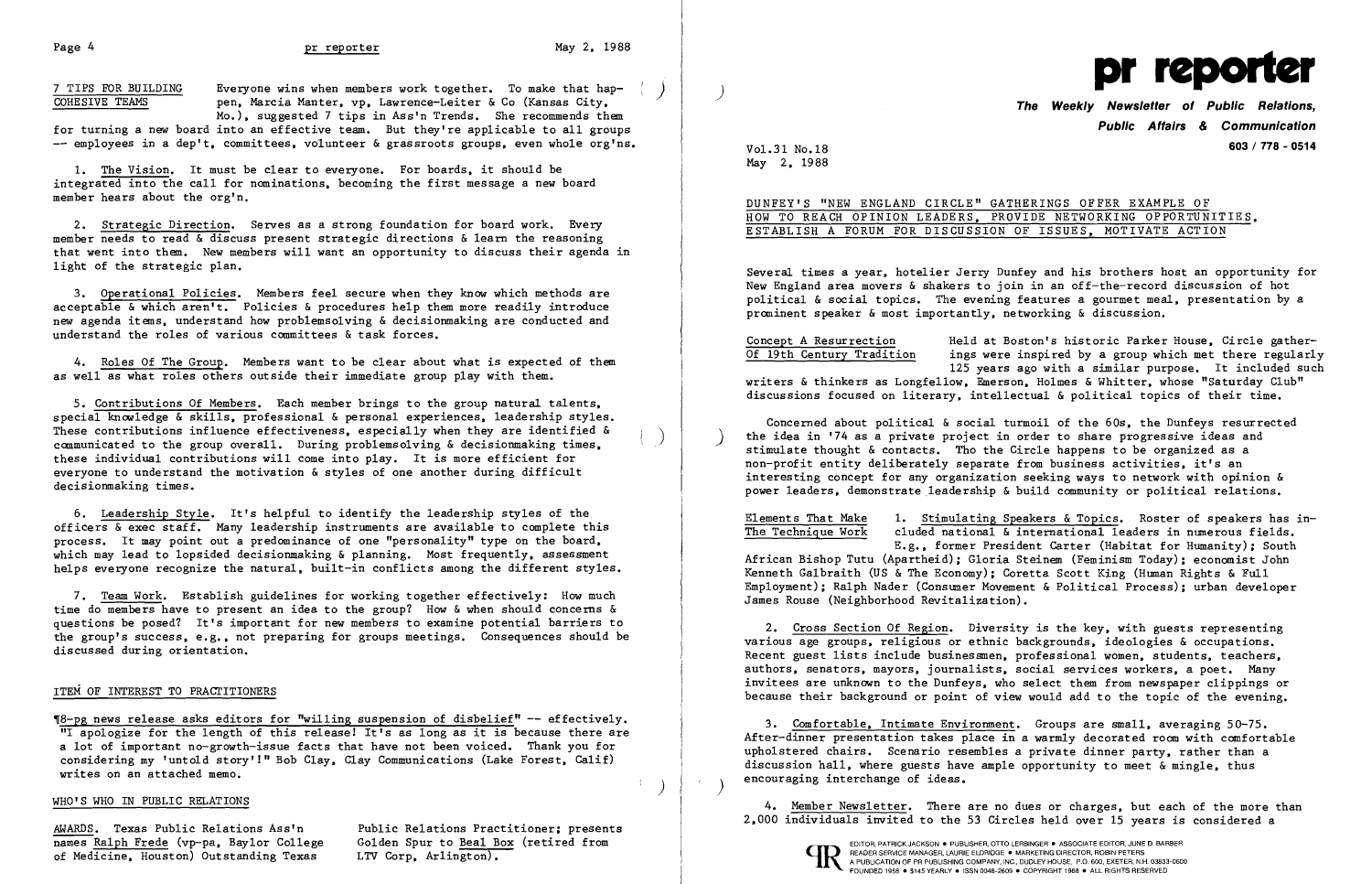## 7 TIPS FOR BUILDING COHESIVE TEAMS

Everyone wins when members work together. To make that happen, Marcia Manter, vp, Lawrence-Leiter & Co (Kansas City, Mo.), suggested 7 tips in Ass'n Trends. She recommends them for turning a new board into an effective team. But they're applicable to all groups -- employees in a dep't, committees, volunteer & grassroots groups, even whole org'ns.

1. The Vision. It must be clear to everyone. For boards, it should be integrated into the call for nominations, becoming the first message a new board member hears about the org'n.

2. Strategic Direction. Serves as a strong foundation for board work. Every member needs to read & discuss present strategic directions & learn the reasoning that went into them. New members will want an opportunity to discuss their agenda in light of the strategic plan.

3. Operational Policies. Members feel secure when they know which methods are acceptable & which aren't. Policies & procedures help them more readily introduce new agenda items, understand how problemsolving & decisionmaking are conducted and understand the roles of various committees & task forces.

4. Roles Of The Group. Members want to be clear about what is expected of them as well as what roles others outside their immediate group play with them.

5. Contributions Of Members. Each member brings to the group natural talents, special knowledge & skills, professional & personal experiences, leadership styles. These contributions influence effectiveness, especially when they are identified & communicated to the group overall. During problemsolving & decisionmaking times, these individual contributions will come into play. It is more efficient for everyone to understand the motivation & styles of one another during difficult decisionmaking times.

6. Leadership Style. It's helpful to identify the leadership styles of the officers & exec staff. Many leadership instruments are available to complete this process. It may point out a predominance of one "personality" type on the board, which may lead to lopsided decisionmaking & planning. Most frequently, assessment helps everyone recognize the natural, built-in conflicts among the different styles.

7. Team Work. Establish guidelines for working together effectively: How much time do members have to present an idea to the group? How & when should concerns & questions be posed? It's important for new members to examine potential barriers to the group's success, e.g., not preparing for groups meetings. Consequences should be discussed during orientation.

## ITEM OF INTEREST TO PRACTITIONERS

¶8-pg news release asks editors for "willing suspension of disbelief" -- effectively. "I apologize for the length of this release! It's as long as it is because there are a lot of important no-growth-issue facts that have not been voiced. Thank you for considering my 'untold story'!" Bob Clay, Clay Communications (Lake Forest, Calif) writes on an attached memo.

## WHO'S WHO IN PUBLIC RELATIONS

AWARDS. Texas Public Relations Ass'n names Ralph Frede (vp-pa, Baylor College of Medicine, Houston) Outstanding Texas Public Relations Practitioner; presents Golden Spur to Beal Box (retired from LTV Corp, Arlington).

# pr reporter

**The Weekly Newsletter of Public Relations, Public Affairs & Communication**

Vol.31 No.18
May 2, 1988

603 / 778 - 0514

## DUNFEY'S "NEW ENGLAND CIRCLE" GATHERINGS OFFER EXAMPLE OF HOW TO REACH OPINION LEADERS, PROVIDE NETWORKING OPPORTUNITIES, ESTABLISH A FORUM FOR DISCUSSION OF ISSUES, MOTIVATE ACTION

Several times a year, hotelier Jerry Dunfey and his brothers host an opportunity for New England area movers & shakers to join in an off-the-record discussion of hot political & social topics. The evening features a gourmet meal, presentation by a prominent speaker & most importantly, networking & discussion.

### Concept A Resurrection Of 19th Century Tradition

Held at Boston's historic Parker House, Circle gatherings were inspired by a group which met there regularly 125 years ago with a similar purpose. It included such writers & thinkers as Longfellow, Emerson, Holmes & Whitter, whose "Saturday Club" discussions focused on literary, intellectual & political topics of their time.

Concerned about political & social turmoil of the 60s, the Dunfeys resurrected the idea in '74 as a private project in order to share progressive ideas and stimulate thought & contacts. Tho the Circle happens to be organized as a non-profit entity deliberately separate from business activities, it's an interesting concept for any organization seeking ways to network with opinion & power leaders, demonstrate leadership & build community or political relations.

### Elements That Make The Technique Work

1. Stimulating Speakers & Topics. Roster of speakers has included national & international leaders in numerous fields. E.g., former President Carter (Habitat for Humanity); South African Bishop Tutu (Apartheid); Gloria Steinem (Feminism Today); economist John Kenneth Galbraith (US & The Economy); Coretta Scott King (Human Rights & Full Employment); Ralph Nader (Consumer Movement & Political Process); urban developer James Rouse (Neighborhood Revitalization).

2. Cross Section Of Region. Diversity is the key, with guests representing various age groups, religious or ethnic backgrounds, ideologies & occupations. Recent guest lists include businessmen, professional women, students, teachers, authors, senators, mayors, journalists, social services workers, a poet. Many invitees are unknown to the Dunfeys, who select them from newspaper clippings or because their background or point of view would add to the topic of the evening.

3. Comfortable, Intimate Environment. Groups are small, averaging 50-75. After-dinner presentation takes place in a warmly decorated room with comfortable upholstered chairs. Scenario resembles a private dinner party, rather than a discussion hall, where guests have ample opportunity to meet & mingle, thus encouraging interchange of ideas.

4. Member Newsletter. There are no dues or charges, but each of the more than 2,000 individuals invited to the 53 Circles held over 15 years is considered a

EDITOR, PATRICK JACKSON • PUBLISHER, OTTO LERBINGER • ASSOCIATE EDITOR, JUNE D. BARBER
READER SERVICE MANAGER, LAURIE ELDRIDGE • MARKETING DIRECTOR, ROBIN PETERS
A PUBLICATION OF PR PUBLISHING COMPANY, INC., DUDLEY HOUSE, P.O. 600, EXETER, N.H. 03833-0600
FOUNDED 1958 • $145 YEARLY • ISSN 0048-2609 • COPYRIGHT 1988 • ALL RIGHTS RESERVED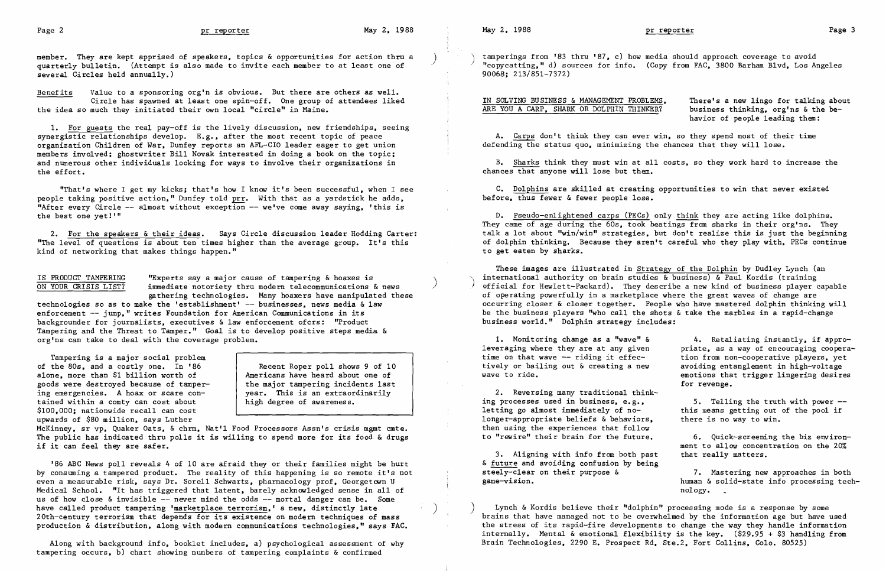member. They are kept apprised of speakers, topics & opportunities for action thru a quarterly bulletin. (Attempt is also made to invite each member to at least one of several Circles held annually.)

Benefits Value to a sponsoring org'n is obvious. But there are others as well. Circle has spawned at least one spin-off. One group of attendees liked the idea so much they initiated their own local "circle" in Maine.

1. For guests the real pay-off is the lively discussion, new friendships, seeing synergistic relationships develop. E.g., after the most recent topic of peace organization Children of War, Dunfey reports an AFL-CIO leader eager to get union members involved; ghostwriter Bill Novak interested in doing a book on the topic; and numerous other individuals looking for ways to involve their organizations in the effort.

"That's where I get my kicks; that's how I know it's been successful, when I see people taking positive action," Dunfey told prr. With that as a yardstick he adds, "After every Circle -- almost without exception -- we've come away saying, 'this is the best one yet!'"

2. For the speakers & their ideas. Says Circle discussion leader Hodding Carter: "The level of questions is about ten times higher than the average group. It's this kind of networking that makes things happen."

IS PRODUCT TAMPERING ON YOUR CRISIS LIST? "Experts say a major cause of tampering & hoaxes is immediate notoriety thru modern telecommunications & news gathering technologies. Many hoaxers have manipulated these technologies so as to make the 'establishment' -- businesses, news media & law enforcement -- jump," writes Foundation for American Communications in its backgrounder for journalists, executives & law enforcement ofcrs: "Product Tampering and the Threat to Tamper." Goal is to develop positive steps media & org'ns can take to deal with the coverage problem.

Tampering is a major social problem of the 80s, and a costly one. In '86 alone, more than $1 billion worth of goods were destroyed because of tampering emergencies. A hoax or scare contained within a comty can cost about $100,000; nationwide recall can cost upwards of $80 million, says Luther McKinney, sr vp, Quaker Oats, & chrm, Nat'l Food Processors Assn's crisis mgmt cmte. The public has indicated thru polls it is willing to spend more for its food & drugs if it can feel they are safer.

> Recent Roper poll shows 9 of 10 Americans have heard about one of the major tampering incidents last year. This is an extraordinarily high degree of awareness.

'86 ABC News poll reveals 4 of 10 are afraid they or their families might be hurt by consuming a tampered product. The reality of this happening is so remote it's not even a measurable risk, says Dr. Sorell Schwartz, pharmacology prof, Georgetown U Medical School. "It has triggered that latent, barely acknowledged sense in all of us of how close & invisible -- never mind the odds -- mortal danger can be. Some have called product tampering 'marketplace terrorism,' a new, distinctly late 20th-century terrorism that depends for its existence on modern techniques of mass production & distribution, along with modern communications technologies," says FAC.

Along with background info, booklet includes, a) psychological assessment of why tampering occurs, b) chart showing numbers of tampering complaints & confirmed tamperings from '83 thru '87, c) how media should approach coverage to avoid "copycatting," d) sources for info. (Copy from FAC, 3800 Barham Blvd, Los Angeles 90068; 213/851-7372)

IN SOLVING BUSINESS & MANAGEMENT PROBLEMS, ARE YOU A CARP, SHARK OR DOLPHIN THINKER? There's a new lingo for talking about business thinking, org'ns & the behavior of people leading them:

A. Carps don't think they can ever win, so they spend most of their time defending the status quo, minimizing the chances that they will lose.

B. Sharks think they must win at all costs, so they work hard to increase the chances that anyone will lose but them.

C. Dolphins are skilled at creating opportunities to win that never existed before, thus fewer & fewer people lose.

D. Pseudo-enlightened carps (PECs) only think they are acting like dolphins. They came of age during the 60s, took beatings from sharks in their org'ns. They talk a lot about "win/win" strategies, but don't realize this is just the beginning of dolphin thinking. Because they aren't careful who they play with, PECs continue to get eaten by sharks.

These images are illustrated in Strategy of the Dolphin by Dudley Lynch (an international authority on brain studies & business) & Paul Kordis (training official for Hewlett-Packard). They describe a new kind of business player capable of operating powerfully in a marketplace where the great waves of change are occurring closer & closer together. People who have mastered dolphin thinking will be the business players "who call the shots & take the marbles in a rapid-change business world." Dolphin strategy includes:

1. Monitoring change as a "wave" & leveraging where they are at any given time on that wave -- riding it effectively or bailing out & creating a new wave to ride.

2. Reversing many traditional thinking processes used in business, e.g., letting go almost immediately of no-longer-appropriate beliefs & behaviors, then using the experiences that follow to "rewire" their brain for the future.

3. Aligning with info from both past & future and avoiding confusion by being steely-clear on their purpose & game-vision.

4. Retaliating instantly, if appropriate, as a way of encouraging cooperation from non-cooperative players, yet avoiding entanglement in high-voltage emotions that trigger lingering desires for revenge.

5. Telling the truth with power -- this means getting out of the pool if there is no way to win.

6. Quick-screening the biz environment to allow concentration on the 20% that really matters.

7. Mastering new approaches in both human & solid-state info processing technology.

Lynch & Kordis believe their "dolphin" processing mode is a response by some brains that have managed not to be overwhelmed by the information age but have used the stress of its rapid-fire developments to change the way they handle information internally. Mental & emotional flexibility is the key. ($29.95 + $3 handling from Brain Technologies, 2290 E. Prospect Rd, Ste.2, Fort Collins, Colo. 80525)